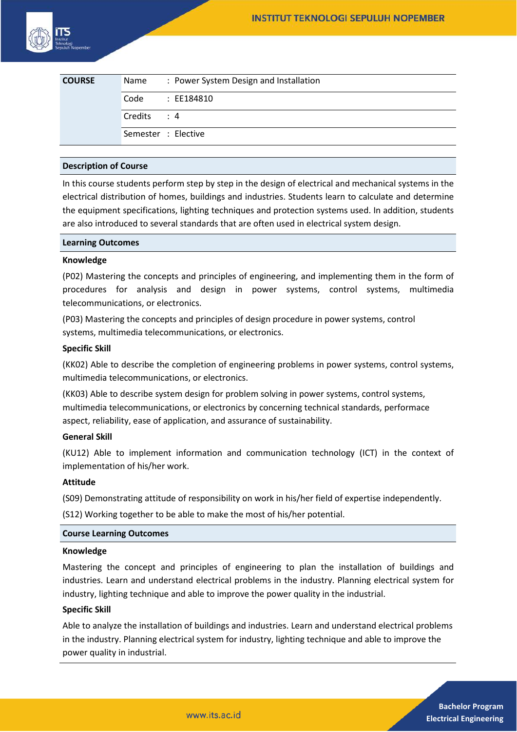| COURSE | | |
|---|---|---|
| | Name | : Power System Design and Installation |
| | Code | : EE184810 |
| | Credits | : 4 |
| | Semester | : Elective |

## Description of Course

In this course students perform step by step in the design of electrical and mechanical systems in the electrical distribution of homes, buildings and industries. Students learn to calculate and determine the equipment specifications, lighting techniques and protection systems used. In addition, students are also introduced to several standards that are often used in electrical system design.

## Learning Outcomes

### Knowledge

(P02) Mastering the concepts and principles of engineering, and implementing them in the form of procedures for analysis and design in power systems, control systems, multimedia telecommunications, or electronics.

(P03) Mastering the concepts and principles of design procedure in power systems, control systems, multimedia telecommunications, or electronics.

### Specific Skill

(KK02) Able to describe the completion of engineering problems in power systems, control systems, multimedia telecommunications, or electronics.

(KK03) Able to describe system design for problem solving in power systems, control systems, multimedia telecommunications, or electronics by concerning technical standards, performace aspect, reliability, ease of application, and assurance of sustainability.

### General Skill

(KU12) Able to implement information and communication technology (ICT) in the context of implementation of his/her work.

### Attitude

(S09) Demonstrating attitude of responsibility on work in his/her field of expertise independently.

(S12) Working together to be able to make the most of his/her potential.

## Course Learning Outcomes

### Knowledge

Mastering the concept and principles of engineering to plan the installation of buildings and industries. Learn and understand electrical problems in the industry. Planning electrical system for industry, lighting technique and able to improve the power quality in the industrial.

### Specific Skill

Able to analyze the installation of buildings and industries. Learn and understand electrical problems in the industry. Planning electrical system for industry, lighting technique and able to improve the power quality in industrial.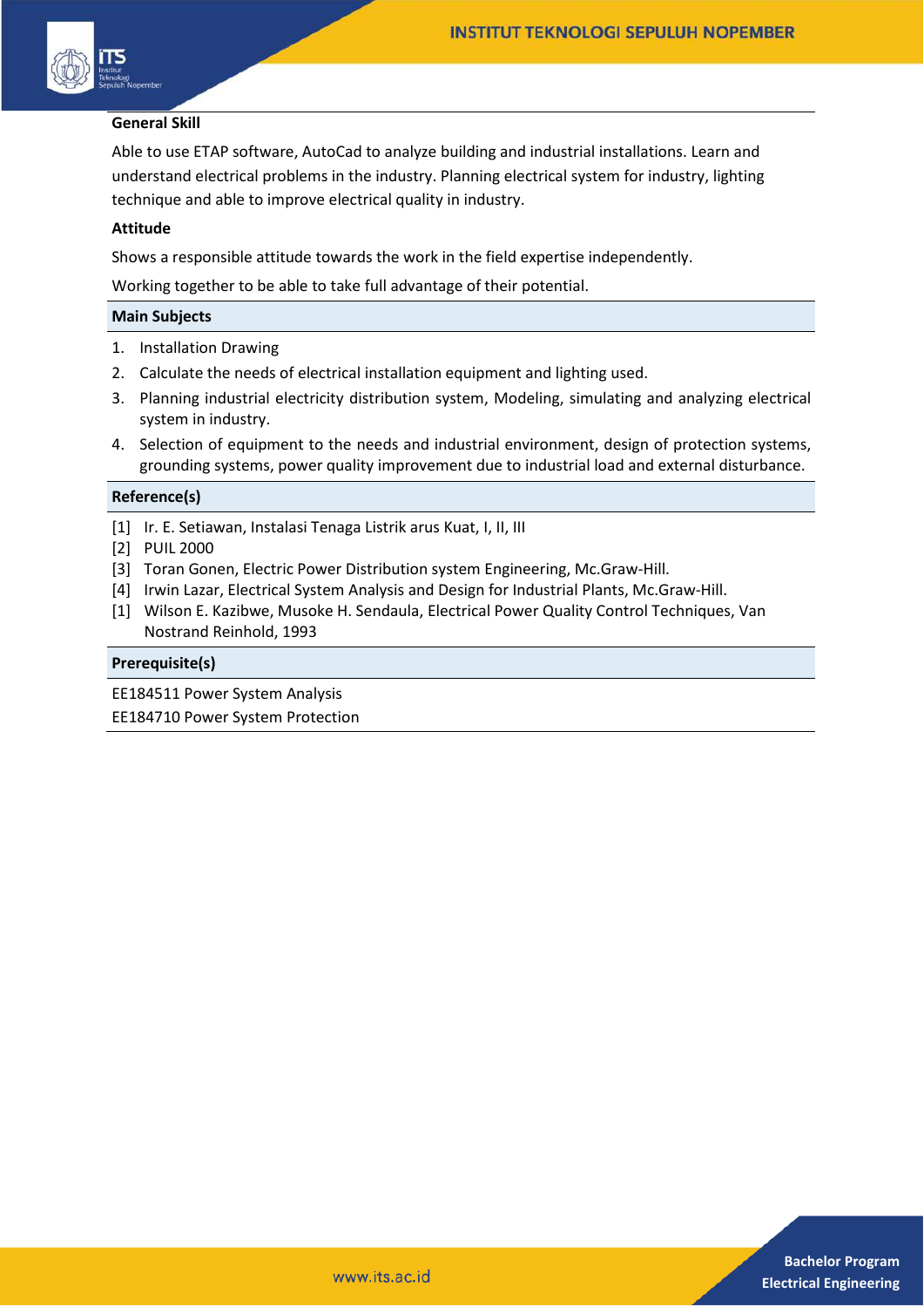**General Skill**

Able to use ETAP software, AutoCad to analyze building and industrial installations. Learn and understand electrical problems in the industry. Planning electrical system for industry, lighting technique and able to improve electrical quality in industry.

**Attitude**

Shows a responsible attitude towards the work in the field expertise independently.

Working together to be able to take full advantage of their potential.

## Main Subjects

1. Installation Drawing
2. Calculate the needs of electrical installation equipment and lighting used.
3. Planning industrial electricity distribution system, Modeling, simulating and analyzing electrical system in industry.
4. Selection of equipment to the needs and industrial environment, design of protection systems, grounding systems, power quality improvement due to industrial load and external disturbance.

## Reference(s)

[1] Ir. E. Setiawan, Instalasi Tenaga Listrik arus Kuat, I, II, III
[2] PUIL 2000
[3] Toran Gonen, Electric Power Distribution system Engineering, Mc.Graw-Hill.
[4] Irwin Lazar, Electrical System Analysis and Design for Industrial Plants, Mc.Graw-Hill.
[1] Wilson E. Kazibwe, Musoke H. Sendaula, Electrical Power Quality Control Techniques, Van Nostrand Reinhold, 1993

## Prerequisite(s)

EE184511 Power System Analysis
EE184710 Power System Protection